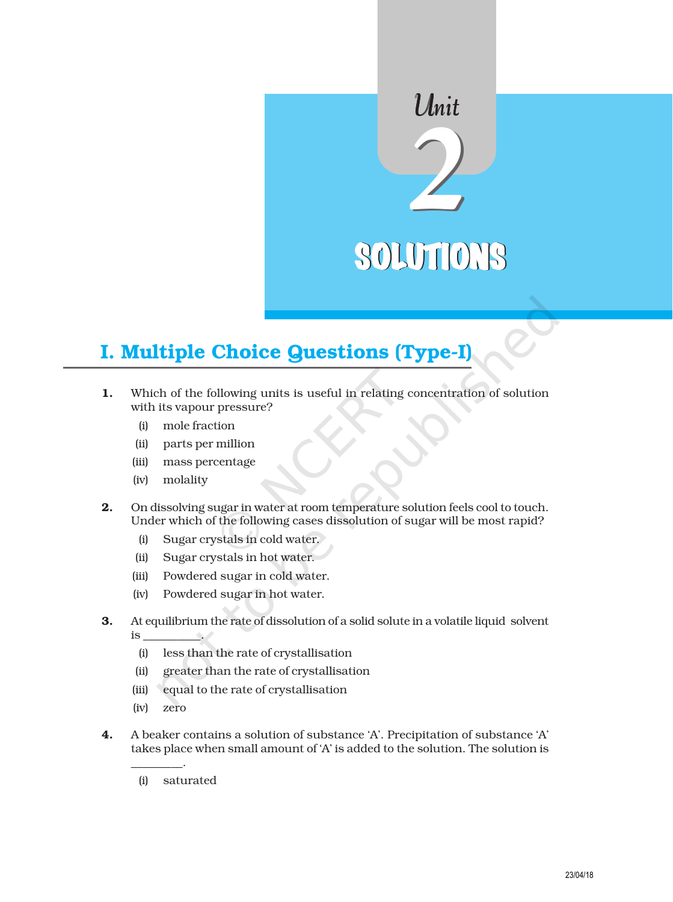# Unit 2

# SOLUTIONS

## I. Multiple Choice Questions (Type-I)

**1.** Which of the following units is useful in relating concentration of solution with its vapour pressure?

(i) mole fraction

(ii) parts per million

(iii) mass percentage

(iv) molality

**2.** On dissolving sugar in water at room temperature solution feels cool to touch. Under which of the following cases dissolution of sugar will be most rapid?

(i) Sugar crystals in cold water.

(ii) Sugar crystals in hot water.

(iii) Powdered sugar in cold water.

(iv) Powdered sugar in hot water.

**3.** At equilibrium the rate of dissolution of a solid solute in a volatile liquid solvent is __________.

(i) less than the rate of crystallisation

(ii) greater than the rate of crystallisation

(iii) equal to the rate of crystallisation

(iv) zero

**4.** A beaker contains a solution of substance 'A'. Precipitation of substance 'A' takes place when small amount of 'A' is added to the solution. The solution is _________.

(i) saturated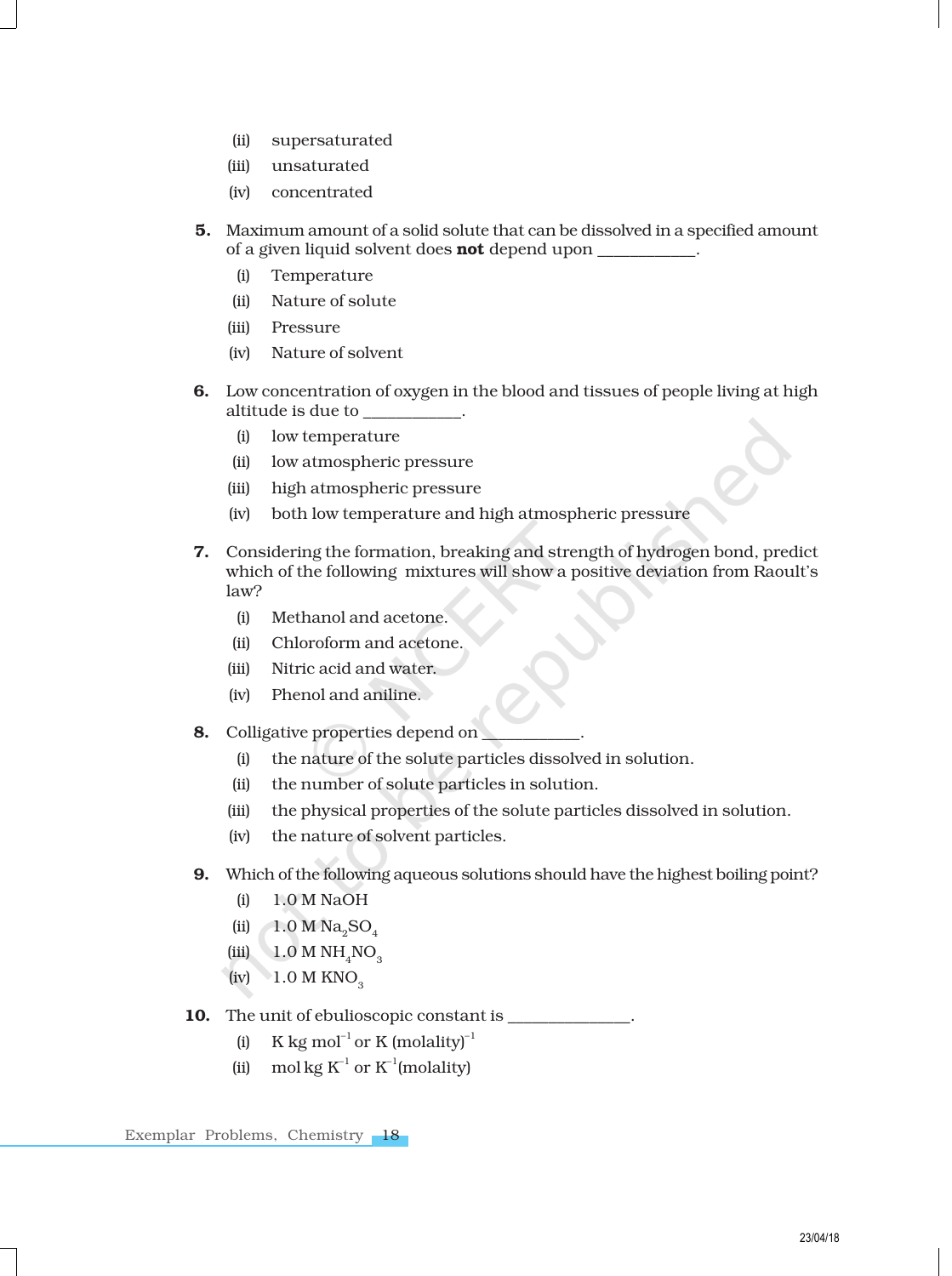(ii) supersaturated

(iii) unsaturated

(iv) concentrated

**5.** Maximum amount of a solid solute that can be dissolved in a specified amount of a given liquid solvent does **not** depend upon ____________.

(i) Temperature

(ii) Nature of solute

(iii) Pressure

(iv) Nature of solvent

**6.** Low concentration of oxygen in the blood and tissues of people living at high altitude is due to ____________.

(i) low temperature

(ii) low atmospheric pressure

(iii) high atmospheric pressure

(iv) both low temperature and high atmospheric pressure

**7.** Considering the formation, breaking and strength of hydrogen bond, predict which of the following mixtures will show a positive deviation from Raoult's law?

(i) Methanol and acetone.

(ii) Chloroform and acetone.

(iii) Nitric acid and water.

(iv) Phenol and aniline.

**8.** Colligative properties depend on ____________.

(i) the nature of the solute particles dissolved in solution.

(ii) the number of solute particles in solution.

(iii) the physical properties of the solute particles dissolved in solution.

(iv) the nature of solvent particles.

**9.** Which of the following aqueous solutions should have the highest boiling point?

(i) 1.0 M $NaOH$

(ii) 1.0 M $Na_2SO_4$

(iii) 1.0 M $NH_4NO_3$

(iv) 1.0 M $KNO_3$

**10.** The unit of ebulioscopic constant is ________________.

(i) $K\ kg\ mol^{-1}$ or $K\ (molality)^{-1}$

(ii) $mol\ kg\ K^{-1}$ or $K^{-1}(molality)$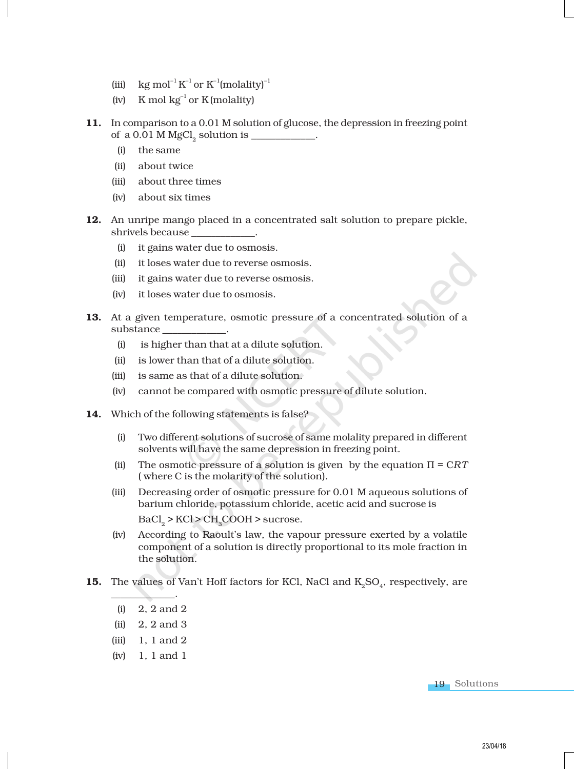(iii) kg $mol^{-1}$ $K^{-1}$ or $K^{-1}$(molality)$^{-1}$

(iv) K mol $kg^{-1}$ or K (molality)

**11.** In comparison to a 0.01 M solution of glucose, the depression in freezing point of a 0.01 M $MgCl_2$ solution is _____________.

(i) the same

(ii) about twice

(iii) about three times

(iv) about six times

**12.** An unripe mango placed in a concentrated salt solution to prepare pickle, shrivels because _____________.

(i) it gains water due to osmosis.

(ii) it loses water due to reverse osmosis.

(iii) it gains water due to reverse osmosis.

(iv) it loses water due to osmosis.

**13.** At a given temperature, osmotic pressure of a concentrated solution of a substance _____________.

(i) is higher than that at a dilute solution.

(ii) is lower than that of a dilute solution.

(iii) is same as that of a dilute solution.

(iv) cannot be compared with osmotic pressure of dilute solution.

**14.** Which of the following statements is false?

(i) Two different solutions of sucrose of same molality prepared in different solvents will have the same depression in freezing point.

(ii) The osmotic pressure of a solution is given by the equation $\Pi = CRT$ ( where C is the molarity of the solution).

(iii) Decreasing order of osmotic pressure for 0.01 M aqueous solutions of barium chloride, potassium chloride, acetic acid and sucrose is

$BaCl_2 > KCl > CH_3COOH >$ sucrose.

(iv) According to Raoult's law, the vapour pressure exerted by a volatile component of a solution is directly proportional to its mole fraction in the solution.

**15.** The values of Van't Hoff factors for KCl, NaCl and $K_2SO_4$, respectively, are _____________.

(i) 2, 2 and 2

(ii) 2, 2 and 3

(iii) 1, 1 and 2

(iv) 1, 1 and 1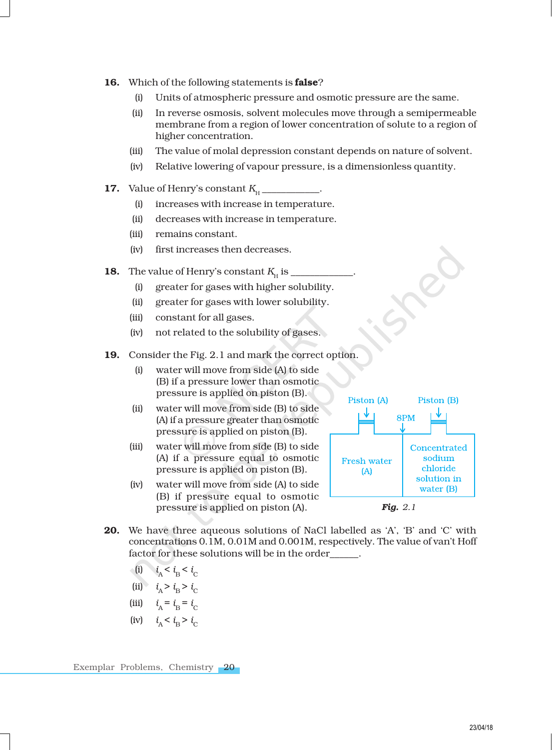**16.** Which of the following statements is **false**?

(i) Units of atmospheric pressure and osmotic pressure are the same.

(ii) In reverse osmosis, solvent molecules move through a semipermeable membrane from a region of lower concentration of solute to a region of higher concentration.

(iii) The value of molal depression constant depends on nature of solvent.

(iv) Relative lowering of vapour pressure, is a dimensionless quantity.

**17.** Value of Henry's constant $K_H$ ___________.

(i) increases with increase in temperature.

(ii) decreases with increase in temperature.

(iii) remains constant.

(iv) first increases then decreases.

**18.** The value of Henry's constant $K_H$ is ____________.

(i) greater for gases with higher solubility.

(ii) greater for gases with lower solubility.

(iii) constant for all gases.

(iv) not related to the solubility of gases.

**19.** Consider the Fig. 2.1 and mark the correct option.

(i) water will move from side (A) to side (B) if a pressure lower than osmotic pressure is applied on piston (B).

(ii) water will move from side (B) to side (A) if a pressure greater than osmotic pressure is applied on piston (B).

(iii) water will move from side (B) to side (A) if a pressure equal to osmotic pressure is applied on piston (B).

(iv) water will move from side (A) to side (B) if pressure equal to osmotic pressure is applied on piston (A).

Piston (A) | Piston (B) | SPM | Fresh water (A) | Concentrated sodium chloride solution in water (B)

***Fig.*** *2.1*

**20.** We have three aqueous solutions of NaCl labelled as 'A', 'B' and 'C' with concentrations 0.1M, 0.01M and 0.001M, respectively. The value of van't Hoff factor for these solutions will be in the order______.

(i) $i_A < i_B < i_C$

(ii) $i_A > i_B > i_C$

(iii) $i_A = i_B = i_C$

(iv) $i_A < i_B > i_C$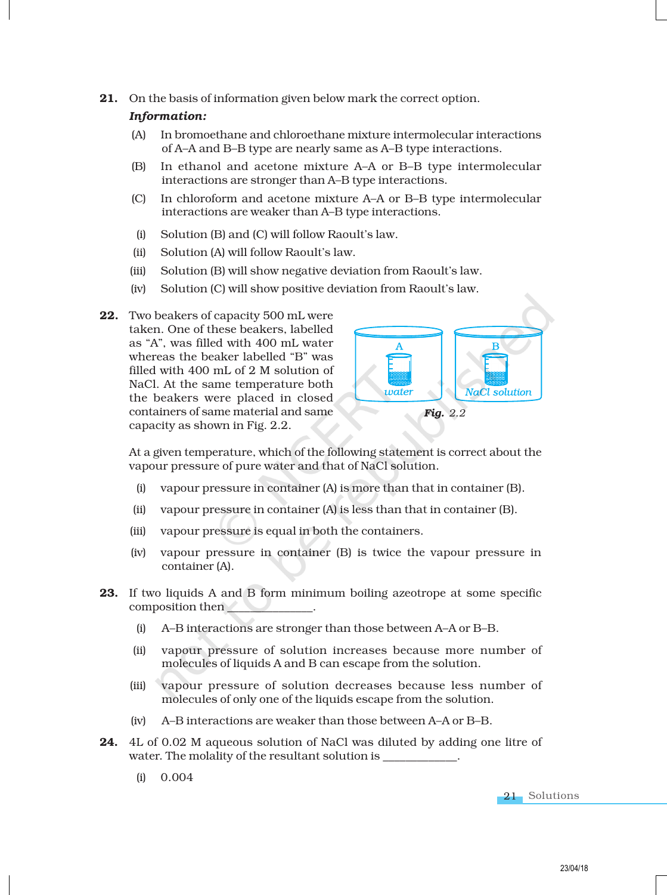**21.** On the basis of information given below mark the correct option.

***Information:***

(A) In bromoethane and chloroethane mixture intermolecular interactions of A–A and B–B type are nearly same as A–B type interactions.

(B) In ethanol and acetone mixture A–A or B–B type intermolecular interactions are stronger than A–B type interactions.

(C) In chloroform and acetone mixture A–A or B–B type intermolecular interactions are weaker than A–B type interactions.

(i) Solution (B) and (C) will follow Raoult's law.

(ii) Solution (A) will follow Raoult's law.

(iii) Solution (B) will show negative deviation from Raoult's law.

(iv) Solution (C) will show positive deviation from Raoult's law.

**22.** Two beakers of capacity 500 mL were taken. One of these beakers, labelled as "A", was filled with 400 mL water whereas the beaker labelled "B" was filled with 400 mL of 2 M solution of NaCl. At the same temperature both the beakers were placed in closed containers of same material and same capacity as shown in Fig. 2.2.

***Fig.*** *2.2*

At a given temperature, which of the following statement is correct about the vapour pressure of pure water and that of NaCl solution.

(i) vapour pressure in container (A) is more than that in container (B).

(ii) vapour pressure in container (A) is less than that in container (B).

(iii) vapour pressure is equal in both the containers.

(iv) vapour pressure in container (B) is twice the vapour pressure in container (A).

**23.** If two liquids A and B form minimum boiling azeotrope at some specific composition then \_\_\_\_\_\_\_\_\_\_\_\_\_\_\_.

(i) A–B interactions are stronger than those between A–A or B–B.

(ii) vapour pressure of solution increases because more number of molecules of liquids A and B can escape from the solution.

(iii) vapour pressure of solution decreases because less number of molecules of only one of the liquids escape from the solution.

(iv) A–B interactions are weaker than those between A–A or B–B.

**24.** 4L of 0.02 M aqueous solution of NaCl was diluted by adding one litre of water. The molality of the resultant solution is \_\_\_\_\_\_\_\_\_\_\_\_\_.

(i) 0.004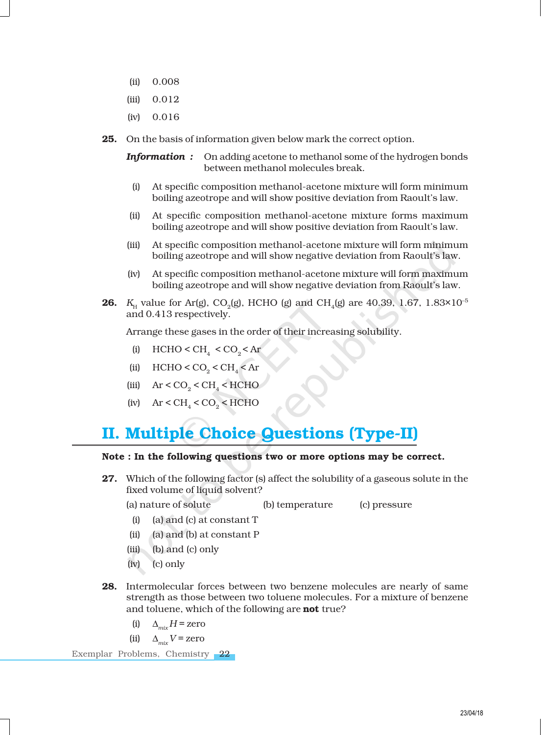(ii) 0.008

(iii) 0.012

(iv) 0.016

**25.** On the basis of information given below mark the correct option.

***Information :*** On adding acetone to methanol some of the hydrogen bonds between methanol molecules break.

(i) At specific composition methanol-acetone mixture will form minimum boiling azeotrope and will show positive deviation from Raoult's law.

(ii) At specific composition methanol-acetone mixture forms maximum boiling azeotrope and will show positive deviation from Raoult's law.

(iii) At specific composition methanol-acetone mixture will form minimum boiling azeotrope and will show negative deviation from Raoult's law.

(iv) At specific composition methanol-acetone mixture will form maximum boiling azeotrope and will show negative deviation from Raoult's law.

**26.** $K_H$ value for Ar(g), $CO_2$(g), HCHO (g) and $CH_4$(g) are 40.39, 1.67, $1.83\times10^{-5}$ and 0.413 respectively.

Arrange these gases in the order of their increasing solubility.

(i) HCHO < $CH_4$ < $CO_2$ < Ar

(ii) HCHO < $CO_2$ < $CH_4$ < Ar

(iii) Ar < $CO_2$ < $CH_4$ < HCHO

(iv) Ar < $CH_4$ < $CO_2$ < HCHO

## II. Multiple Choice Questions (Type-II)

**Note : In the following questions two or more options may be correct.**

**27.** Which of the following factor (s) affect the solubility of a gaseous solute in the fixed volume of liquid solvent?

(a) nature of solute (b) temperature (c) pressure

(i) (a) and (c) at constant T

(ii) (a) and (b) at constant P

(iii) (b) and (c) only

(iv) (c) only

**28.** Intermolecular forces between two benzene molecules are nearly of same strength as those between two toluene molecules. For a mixture of benzene and toluene, which of the following are **not** true?

(i) $\Delta_{mix}H$ = zero

(ii) $\Delta_{mix}V$ = zero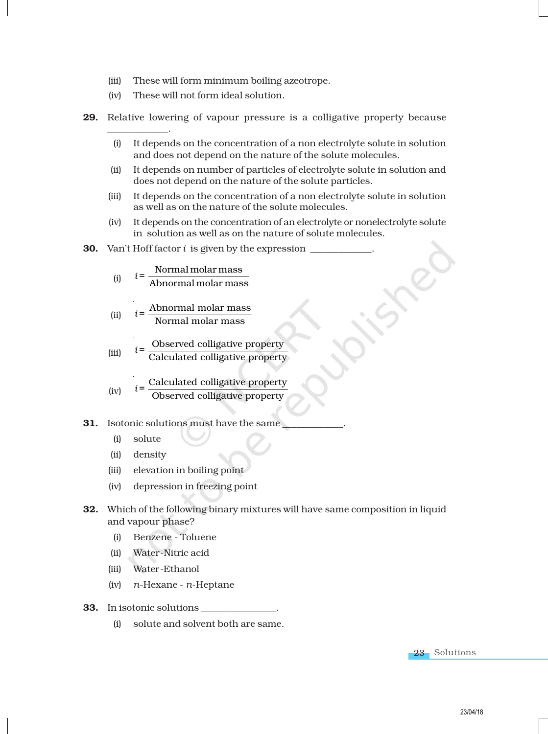(iii) These will form minimum boiling azeotrope.

(iv) These will not form ideal solution.

**29.** Relative lowering of vapour pressure is a colligative property because ____________.

(i) It depends on the concentration of a non electrolyte solute in solution and does not depend on the nature of the solute molecules.

(ii) It depends on number of particles of electrolyte solute in solution and does not depend on the nature of the solute particles.

(iii) It depends on the concentration of a non electrolyte solute in solution as well as on the nature of the solute molecules.

(iv) It depends on the concentration of an electrolyte or nonelectrolyte solute in solution as well as on the nature of solute molecules.

**30.** Van't Hoff factor $i$ is given by the expression ____________.

(i) $i = \dfrac{\text{Normal molar mass}}{\text{Abnormal molar mass}}$

(ii) $i = \dfrac{\text{Abnormal molar mass}}{\text{Normal molar mass}}$

(iii) $i = \dfrac{\text{Observed colligative property}}{\text{Calculated colligative property}}$

(iv) $i = \dfrac{\text{Calculated colligative property}}{\text{Observed colligative property}}$

**31.** Isotonic solutions must have the same ____________.

(i) solute

(ii) density

(iii) elevation in boiling point

(iv) depression in freezing point

**32.** Which of the following binary mixtures will have same composition in liquid and vapour phase?

(i) Benzene - Toluene

(ii) Water-Nitric acid

(iii) Water-Ethanol

(iv) *n*-Hexane - *n*-Heptane

**33.** In isotonic solutions _______________.

(i) solute and solvent both are same.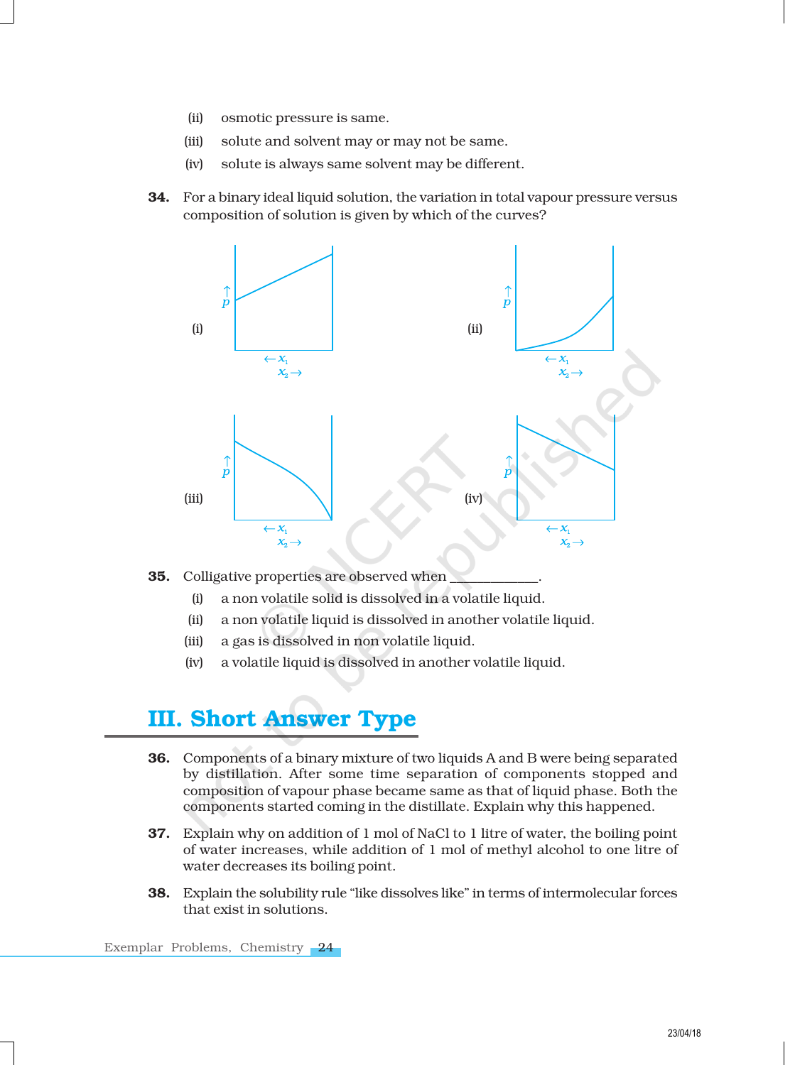(ii) osmotic pressure is same.

(iii) solute and solvent may or may not be same.

(iv) solute is always same solvent may be different.

**34.** For a binary ideal liquid solution, the variation in total vapour pressure versus composition of solution is given by which of the curves?

(i) (ii)

(iii) (iv)

**35.** Colligative properties are observed when \_\_\_\_\_\_\_\_\_\_\_\_.

(i) a non volatile solid is dissolved in a volatile liquid.

(ii) a non volatile liquid is dissolved in another volatile liquid.

(iii) a gas is dissolved in non volatile liquid.

(iv) a volatile liquid is dissolved in another volatile liquid.

## III. Short Answer Type

**36.** Components of a binary mixture of two liquids A and B were being separated by distillation. After some time separation of components stopped and composition of vapour phase became same as that of liquid phase. Both the components started coming in the distillate. Explain why this happened.

**37.** Explain why on addition of 1 mol of NaCl to 1 litre of water, the boiling point of water increases, while addition of 1 mol of methyl alcohol to one litre of water decreases its boiling point.

**38.** Explain the solubility rule "like dissolves like" in terms of intermolecular forces that exist in solutions.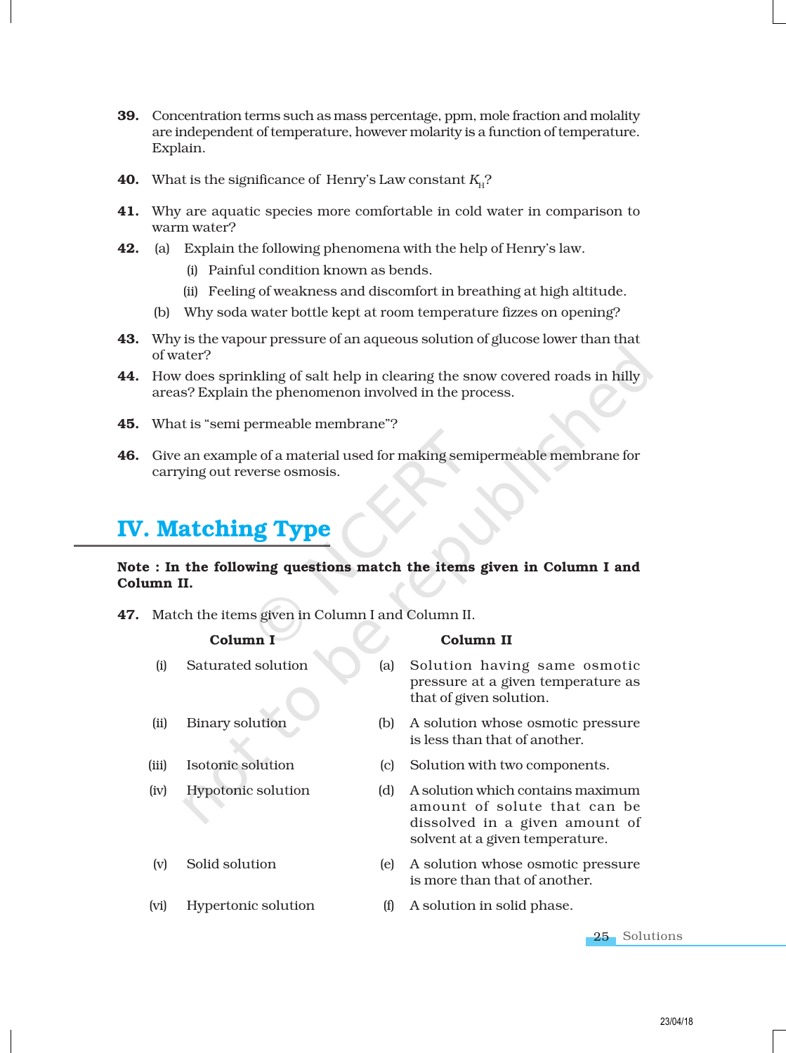39. Concentration terms such as mass percentage, ppm, mole fraction and molality are independent of temperature, however molarity is a function of temperature. Explain.

40. What is the significance of Henry's Law constant $K_H$?

41. Why are aquatic species more comfortable in cold water in comparison to warm water?

42. (a) Explain the following phenomena with the help of Henry's law.

    (i) Painful condition known as bends.

    (ii) Feeling of weakness and discomfort in breathing at high altitude.

    (b) Why soda water bottle kept at room temperature fizzes on opening?

43. Why is the vapour pressure of an aqueous solution of glucose lower than that of water?

44. How does sprinkling of salt help in clearing the snow covered roads in hilly areas? Explain the phenomenon involved in the process.

45. What is "semi permeable membrane"?

46. Give an example of a material used for making semipermeable membrane for carrying out reverse osmosis.

## IV. Matching Type

**Note : In the following questions match the items given in Column I and Column II.**

47. Match the items given in Column I and Column II.

| Column I | Column II |
|---|---|
| (i) Saturated solution | (a) Solution having same osmotic pressure at a given temperature as that of given solution. |
| (ii) Binary solution | (b) A solution whose osmotic pressure is less than that of another. |
| (iii) Isotonic solution | (c) Solution with two components. |
| (iv) Hypotonic solution | (d) A solution which contains maximum amount of solute that can be dissolved in a given amount of solvent at a given temperature. |
| (v) Solid solution | (e) A solution whose osmotic pressure is more than that of another. |
| (vi) Hypertonic solution | (f) A solution in solid phase. |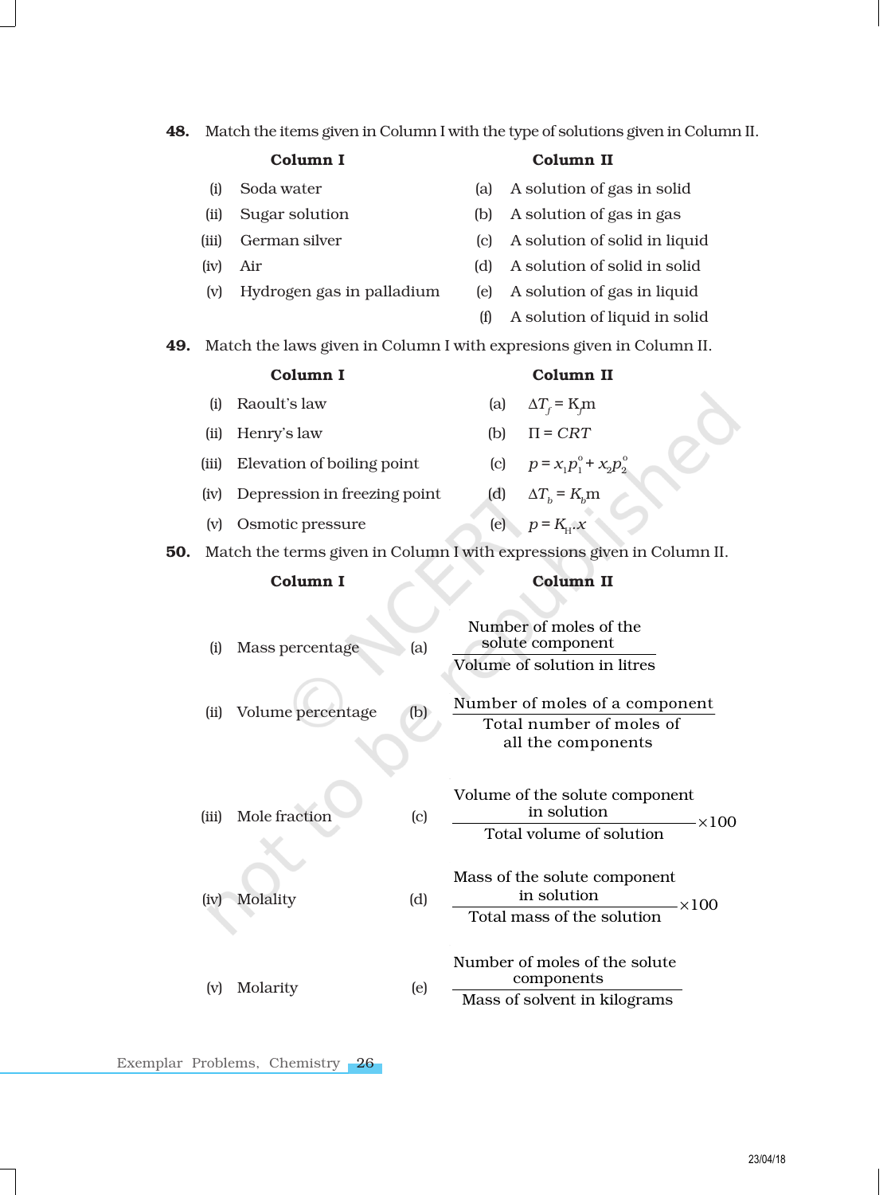**48.** Match the items given in Column I with the type of solutions given in Column II.

| Column I | Column II |
|---|---|
| (i) Soda water | (a) A solution of gas in solid |
| (ii) Sugar solution | (b) A solution of gas in gas |
| (iii) German silver | (c) A solution of solid in liquid |
| (iv) Air | (d) A solution of solid in solid |
| (v) Hydrogen gas in palladium | (e) A solution of gas in liquid |
| | (f) A solution of liquid in solid |

**49.** Match the laws given in Column I with expresions given in Column II.

| Column I | Column II |
|---|---|
| (i) Raoult's law | (a) $\Delta T_f = K_f m$ |
| (ii) Henry's law | (b) $\Pi = CRT$ |
| (iii) Elevation of boiling point | (c) $p = x_1 p_1^o + x_2 p_2^o$ |
| (iv) Depression in freezing point | (d) $\Delta T_b = K_b m$ |
| (v) Osmotic pressure | (e) $p = K_H . x$ |

**50.** Match the terms given in Column I with expressions given in Column II.

| Column I | Column II |
|---|---|
| (i) Mass percentage | (a) $\dfrac{\text{Number of moles of the solute component}}{\text{Volume of solution in litres}}$ |
| (ii) Volume percentage | (b) $\dfrac{\text{Number of moles of a component}}{\text{Total number of moles of all the components}}$ |
| (iii) Mole fraction | (c) $\dfrac{\text{Volume of the solute component in solution}}{\text{Total volume of solution}} \times 100$ |
| (iv) Molality | (d) $\dfrac{\text{Mass of the solute component in solution}}{\text{Total mass of the solution}} \times 100$ |
| (v) Molarity | (e) $\dfrac{\text{Number of moles of the solute components}}{\text{Mass of solvent in kilograms}}$ |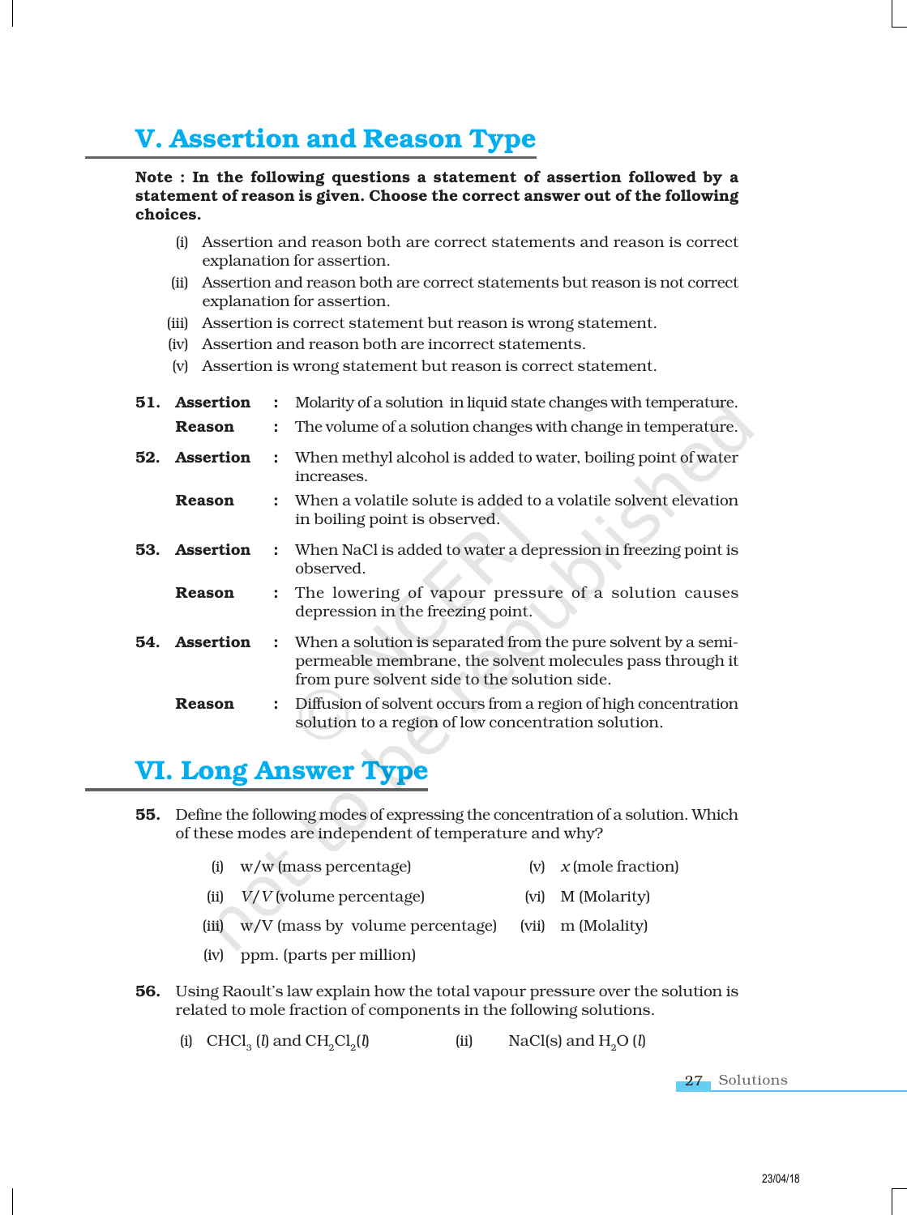## V. Assertion and Reason Type

**Note : In the following questions a statement of assertion followed by a statement of reason is given. Choose the correct answer out of the following choices.**

(i) Assertion and reason both are correct statements and reason is correct explanation for assertion.

(ii) Assertion and reason both are correct statements but reason is not correct explanation for assertion.

(iii) Assertion is correct statement but reason is wrong statement.

(iv) Assertion and reason both are incorrect statements.

(v) Assertion is wrong statement but reason is correct statement.

**51. Assertion** : Molarity of a solution in liquid state changes with temperature.

**Reason** : The volume of a solution changes with change in temperature.

**52. Assertion** : When methyl alcohol is added to water, boiling point of water increases.

**Reason** : When a volatile solute is added to a volatile solvent elevation in boiling point is observed.

**53. Assertion** : When NaCl is added to water a depression in freezing point is observed.

**Reason** : The lowering of vapour pressure of a solution causes depression in the freezing point.

**54. Assertion** : When a solution is separated from the pure solvent by a semi-permeable membrane, the solvent molecules pass through it from pure solvent side to the solution side.

**Reason** : Diffusion of solvent occurs from a region of high concentration solution to a region of low concentration solution.

## VI. Long Answer Type

**55.** Define the following modes of expressing the concentration of a solution. Which of these modes are independent of temperature and why?

(i) w/w (mass percentage)

(ii) *V/V* (volume percentage)

(iii) w/V (mass by volume percentage)

(iv) ppm. (parts per million)

(v) *x* (mole fraction)

(vi) M (Molarity)

(vii) m (Molality)

**56.** Using Raoult's law explain how the total vapour pressure over the solution is related to mole fraction of components in the following solutions.

(i) $CHCl_3$ (*l*) and $CH_2Cl_2$(*l*)

(ii) NaCl(s) and $H_2O$ (*l*)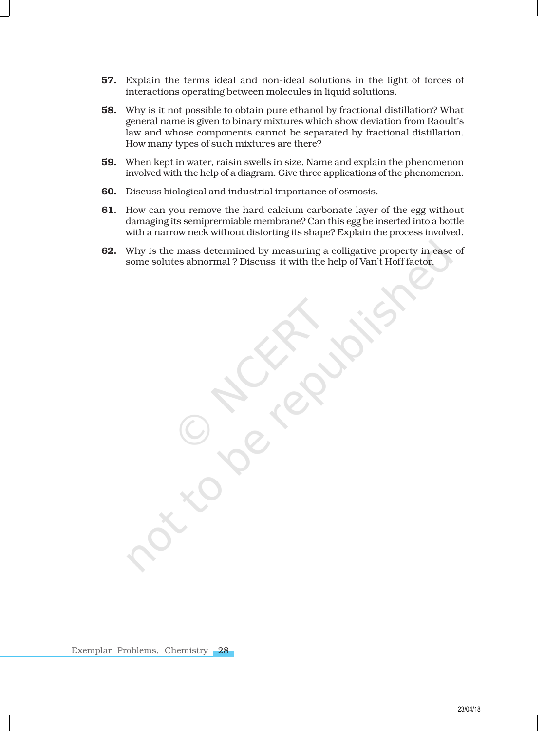**57.** Explain the terms ideal and non-ideal solutions in the light of forces of interactions operating between molecules in liquid solutions.

**58.** Why is it not possible to obtain pure ethanol by fractional distillation? What general name is given to binary mixtures which show deviation from Raoult's law and whose components cannot be separated by fractional distillation. How many types of such mixtures are there?

**59.** When kept in water, raisin swells in size. Name and explain the phenomenon involved with the help of a diagram. Give three applications of the phenomenon.

**60.** Discuss biological and industrial importance of osmosis.

**61.** How can you remove the hard calcium carbonate layer of the egg without damaging its semiprermiable membrane? Can this egg be inserted into a bottle with a narrow neck without distorting its shape? Explain the process involved.

**62.** Why is the mass determined by measuring a colligative property in case of some solutes abnormal ? Discuss it with the help of Van't Hoff factor.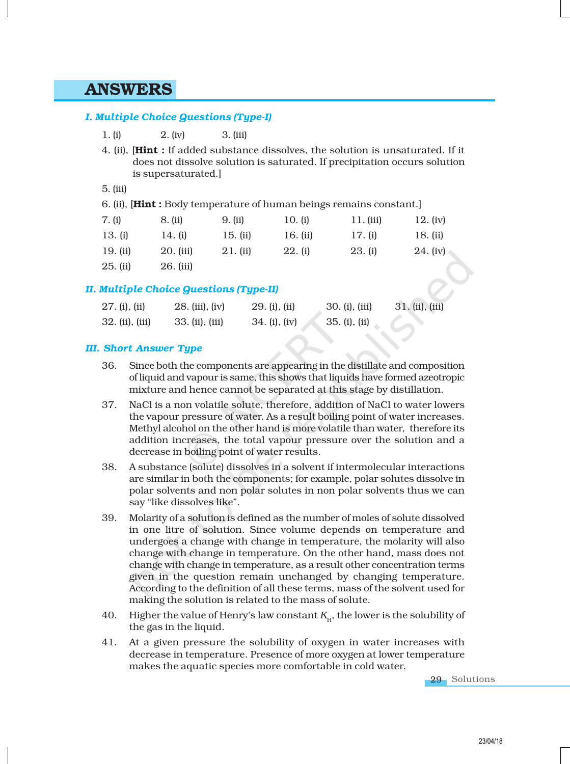# ANSWERS

### *I. Multiple Choice Questions (Type-I)*

1. (i) 2. (iv) 3. (iii)

4. (ii), [**Hint :** If added substance dissolves, the solution is unsaturated. If it does not dissolve solution is saturated. If precipitation occurs solution is supersaturated.]

5. (iii)

6. (ii), [**Hint :** Body temperature of human beings remains constant.]

| | | | | | |
|---|---|---|---|---|---|
| 7. (i) | 8. (ii) | 9. (ii) | 10. (i) | 11. (iii) | 12. (iv) |
| 13. (i) | 14. (i) | 15. (ii) | 16. (ii) | 17. (i) | 18. (ii) |
| 19. (ii) | 20. (iii) | 21. (ii) | 22. (i) | 23. (i) | 24. (iv) |
| 25. (ii) | 26. (iii) | | | | |

### *II. Multiple Choice Questions (Type-II)*

| | | | | |
|---|---|---|---|---|
| 27. (i), (ii) | 28. (iii), (iv) | 29. (i), (ii) | 30. (i), (iii) | 31. (ii), (iii) |
| 32. (ii), (iii) | 33. (ii), (iii) | 34. (i), (iv) | 35. (i), (ii) | |

### *III. Short Answer Type*

36. Since both the components are appearing in the distillate and composition of liquid and vapour is same, this shows that liquids have formed azeotropic mixture and hence cannot be separated at this stage by distillation.

37. NaCl is a non volatile solute, therefore, addition of NaCl to water lowers the vapour pressure of water. As a result boiling point of water increases. Methyl alcohol on the other hand is more volatile than water, therefore its addition increases, the total vapour pressure over the solution and a decrease in boiling point of water results.

38. A substance (solute) dissolves in a solvent if intermolecular interactions are similar in both the components; for example, polar solutes dissolve in polar solvents and non polar solutes in non polar solvents thus we can say "like dissolves like".

39. Molarity of a solution is defined as the number of moles of solute dissolved in one litre of solution. Since volume depends on temperature and undergoes a change with change in temperature, the molarity will also change with change in temperature. On the other hand, mass does not change with change in temperature, as a result other concentration terms given in the question remain unchanged by changing temperature. According to the definition of all these terms, mass of the solvent used for making the solution is related to the mass of solute.

40. Higher the value of Henry's law constant $K_H$, the lower is the solubility of the gas in the liquid.

41. At a given pressure the solubility of oxygen in water increases with decrease in temperature. Presence of more oxygen at lower temperature makes the aquatic species more comfortable in cold water.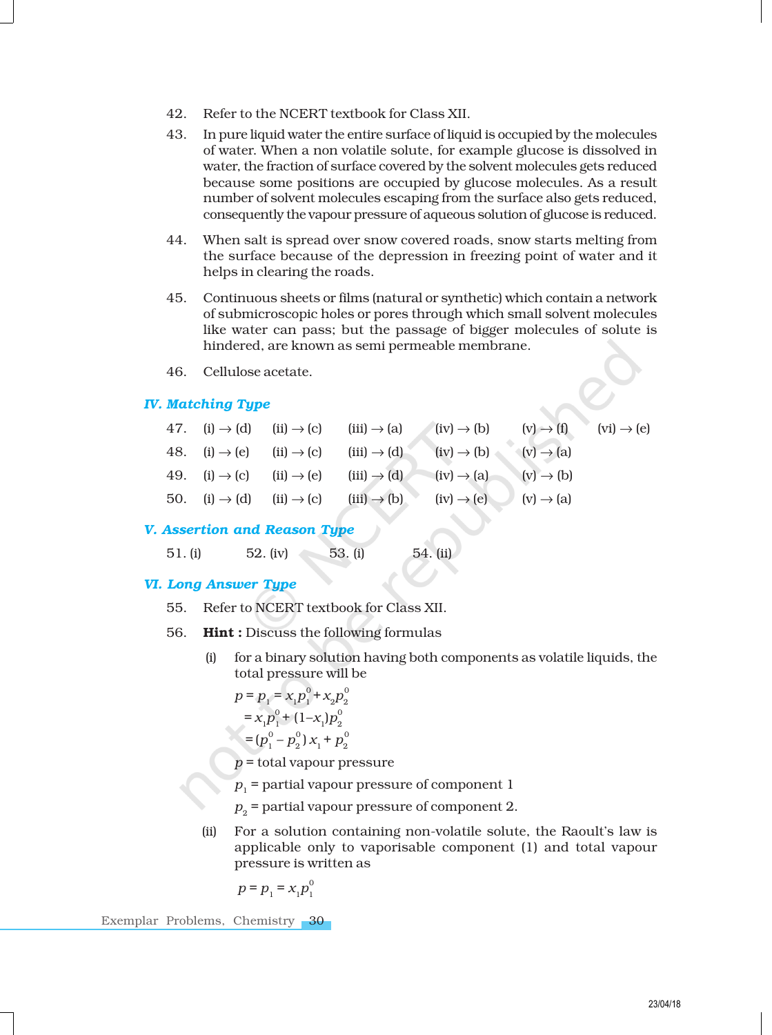42. Refer to the NCERT textbook for Class XII.

43. In pure liquid water the entire surface of liquid is occupied by the molecules of water. When a non volatile solute, for example glucose is dissolved in water, the fraction of surface covered by the solvent molecules gets reduced because some positions are occupied by glucose molecules. As a result number of solvent molecules escaping from the surface also gets reduced, consequently the vapour pressure of aqueous solution of glucose is reduced.

44. When salt is spread over snow covered roads, snow starts melting from the surface because of the depression in freezing point of water and it helps in clearing the roads.

45. Continuous sheets or films (natural or synthetic) which contain a network of submicroscopic holes or pores through which small solvent molecules like water can pass; but the passage of bigger molecules of solute is hindered, are known as semi permeable membrane.

46. Cellulose acetate.

## IV. Matching Type

47. (i) → (d) (ii) → (c) (iii) → (a) (iv) → (b) (v) → (f) (vi) → (e)

48. (i) → (e) (ii) → (c) (iii) → (d) (iv) → (b) (v) → (a)

49. (i) → (c) (ii) → (e) (iii) → (d) (iv) → (a) (v) → (b)

50. (i) → (d) (ii) → (c) (iii) → (b) (iv) → (e) (v) → (a)

## V. Assertion and Reason Type

51. (i) 52. (iv) 53. (i) 54. (ii)

## VI. Long Answer Type

55. Refer to NCERT textbook for Class XII.

56. **Hint :** Discuss the following formulas

(i) for a binary solution having both components as volatile liquids, the total pressure will be

$$p = p_1 = x_1 p_1^0 + x_2 p_2^0$$
$$= x_1 p_1^0 + (1 - x_1) p_2^0$$
$$= (p_1^0 - p_2^0) x_1 + p_2^0$$

$p$ = total vapour pressure

$p_1$ = partial vapour pressure of component 1

$p_2$ = partial vapour pressure of component 2.

(ii) For a solution containing non-volatile solute, the Raoult's law is applicable only to vaporisable component (1) and total vapour pressure is written as

$$p = p_1 = x_1 p_1^0$$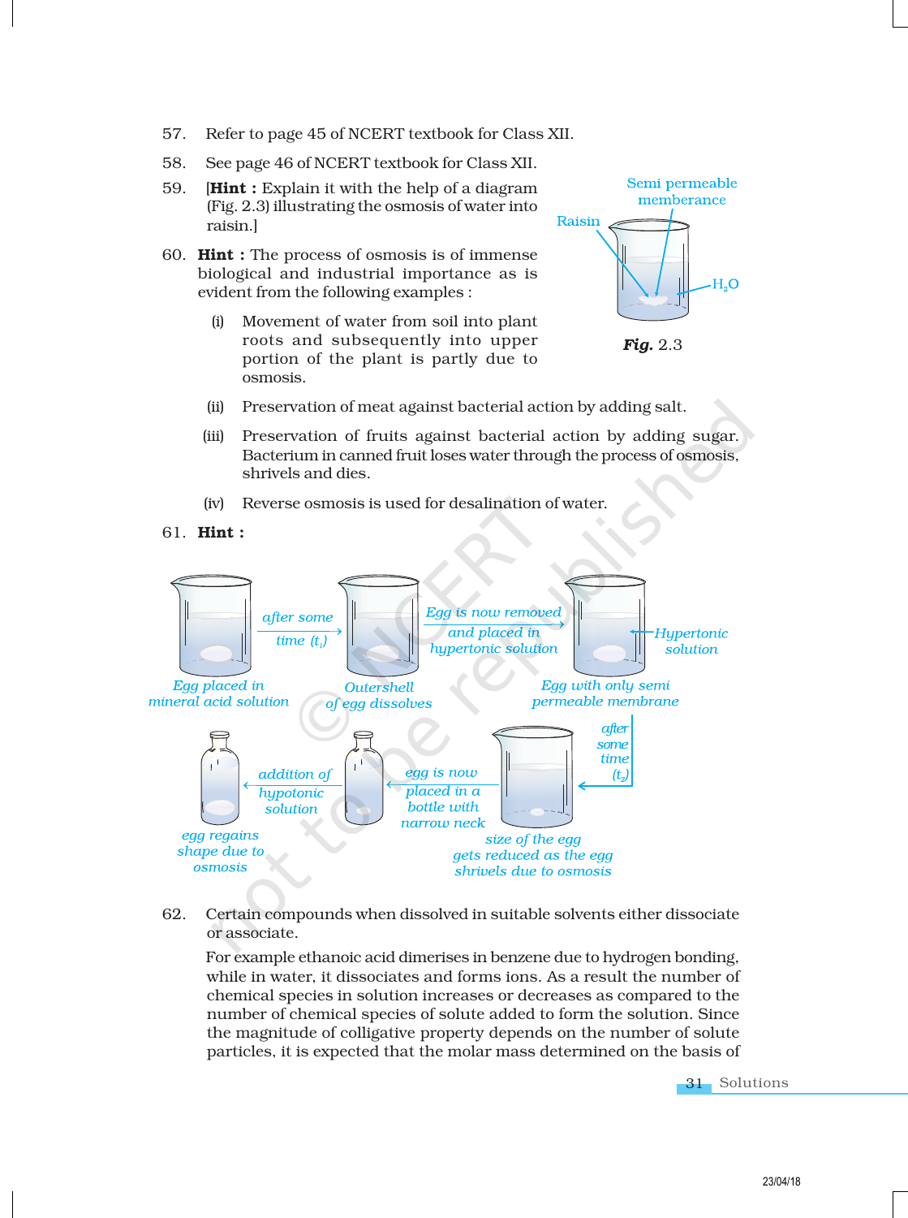57. Refer to page 45 of NCERT textbook for Class XII.

58. See page 46 of NCERT textbook for Class XII.

59. [**Hint :** Explain it with the help of a diagram (Fig. 2.3) illustrating the osmosis of water into raisin.]

Semi permeable memberance

Raisin

$H_2O$

***Fig.*** 2.3

60. **Hint :** The process of osmosis is of immense biological and industrial importance as is evident from the following examples :

    (i) Movement of water from soil into plant roots and subsequently into upper portion of the plant is partly due to osmosis.

    (ii) Preservation of meat against bacterial action by adding salt.

    (iii) Preservation of fruits against bacterial action by adding sugar. Bacterium in canned fruit loses water through the process of osmosis, shrivels and dies.

    (iv) Reverse osmosis is used for desalination of water.

61. **Hint :**

*Egg placed in mineral acid solution* → *after some time ($t_1$)* → *Outershell of egg dissolves* → *Egg is now removed and placed in hypertonic solution* → *Egg with only semi permeable membrane* (*Hypertonic solution*) → *after some time ($t_2$)* → *size of the egg gets reduced as the egg shrivels due to osmosis* → *egg is now placed in a bottle with narrow neck* → *addition of hypotonic solution* → *egg regains shape due to osmosis*

62. Certain compounds when dissolved in suitable solvents either dissociate or associate.

    For example ethanoic acid dimerises in benzene due to hydrogen bonding, while in water, it dissociates and forms ions. As a result the number of chemical species in solution increases or decreases as compared to the number of chemical species of solute added to form the solution. Since the magnitude of colligative property depends on the number of solute particles, it is expected that the molar mass determined on the basis of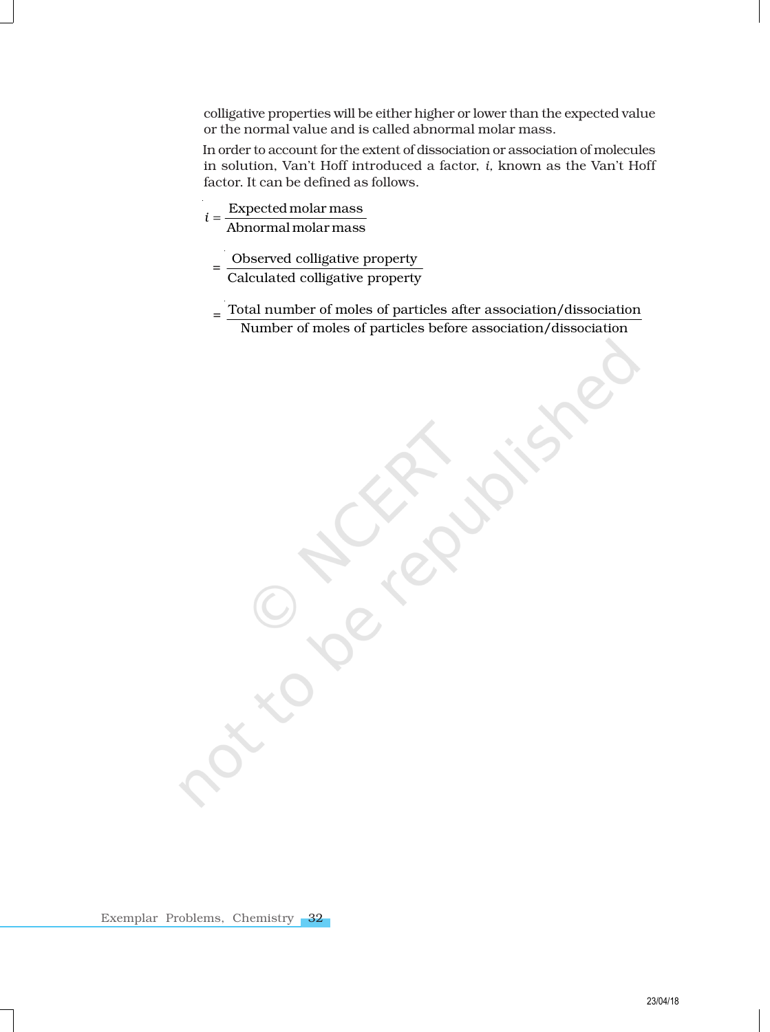colligative properties will be either higher or lower than the expected value or the normal value and is called abnormal molar mass.

In order to account for the extent of dissociation or association of molecules in solution, Van't Hoff introduced a factor, *i*, known as the Van't Hoff factor. It can be defined as follows.

$$i = \frac{\text{Expected molar mass}}{\text{Abnormal molar mass}}$$

$$= \frac{\text{Observed colligative property}}{\text{Calculated colligative property}}$$

$$= \frac{\text{Total number of moles of particles after association/dissociation}}{\text{Number of moles of particles before association/dissociation}}$$